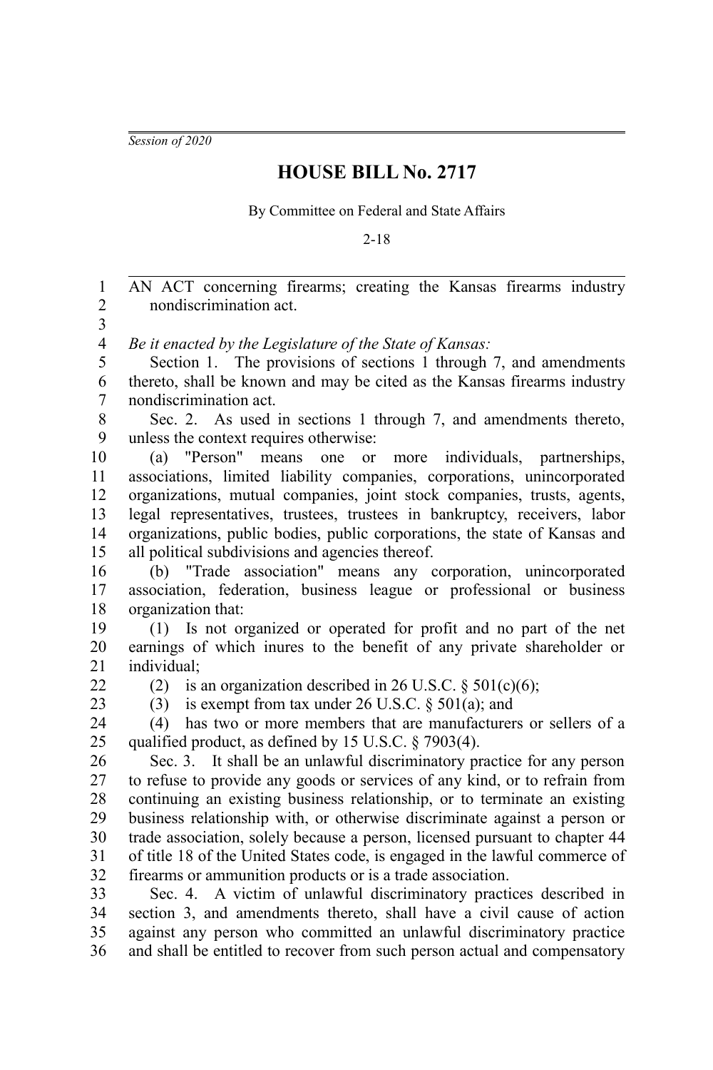*Session of 2020*

# HOUSE BILL No. 2717

By Committee on Federal and State Affairs

2-18

AN ACT concerning firearms; creating the Kansas firearms industry nondiscrimination act.

*Be it enacted by the Legislature of the State of Kansas:*

Section 1. The provisions of sections 1 through 7, and amendments thereto, shall be known and may be cited as the Kansas firearms industry nondiscrimination act.

Sec. 2. As used in sections 1 through 7, and amendments thereto, unless the context requires otherwise:

(a) "Person" means one or more individuals, partnerships, associations, limited liability companies, corporations, unincorporated organizations, mutual companies, joint stock companies, trusts, agents, legal representatives, trustees, trustees in bankruptcy, receivers, labor organizations, public bodies, public corporations, the state of Kansas and all political subdivisions and agencies thereof.

(b) "Trade association" means any corporation, unincorporated association, federation, business league or professional or business organization that:

(1) Is not organized or operated for profit and no part of the net earnings of which inures to the benefit of any private shareholder or individual;

(2) is an organization described in 26 U.S.C. § 501(c)(6);

(3) is exempt from tax under 26 U.S.C. § 501(a); and

(4) has two or more members that are manufacturers or sellers of a qualified product, as defined by 15 U.S.C. § 7903(4).

Sec. 3. It shall be an unlawful discriminatory practice for any person to refuse to provide any goods or services of any kind, or to refrain from continuing an existing business relationship, or to terminate an existing business relationship with, or otherwise discriminate against a person or trade association, solely because a person, licensed pursuant to chapter 44 of title 18 of the United States code, is engaged in the lawful commerce of firearms or ammunition products or is a trade association.

Sec. 4. A victim of unlawful discriminatory practices described in section 3, and amendments thereto, shall have a civil cause of action against any person who committed an unlawful discriminatory practice and shall be entitled to recover from such person actual and compensatory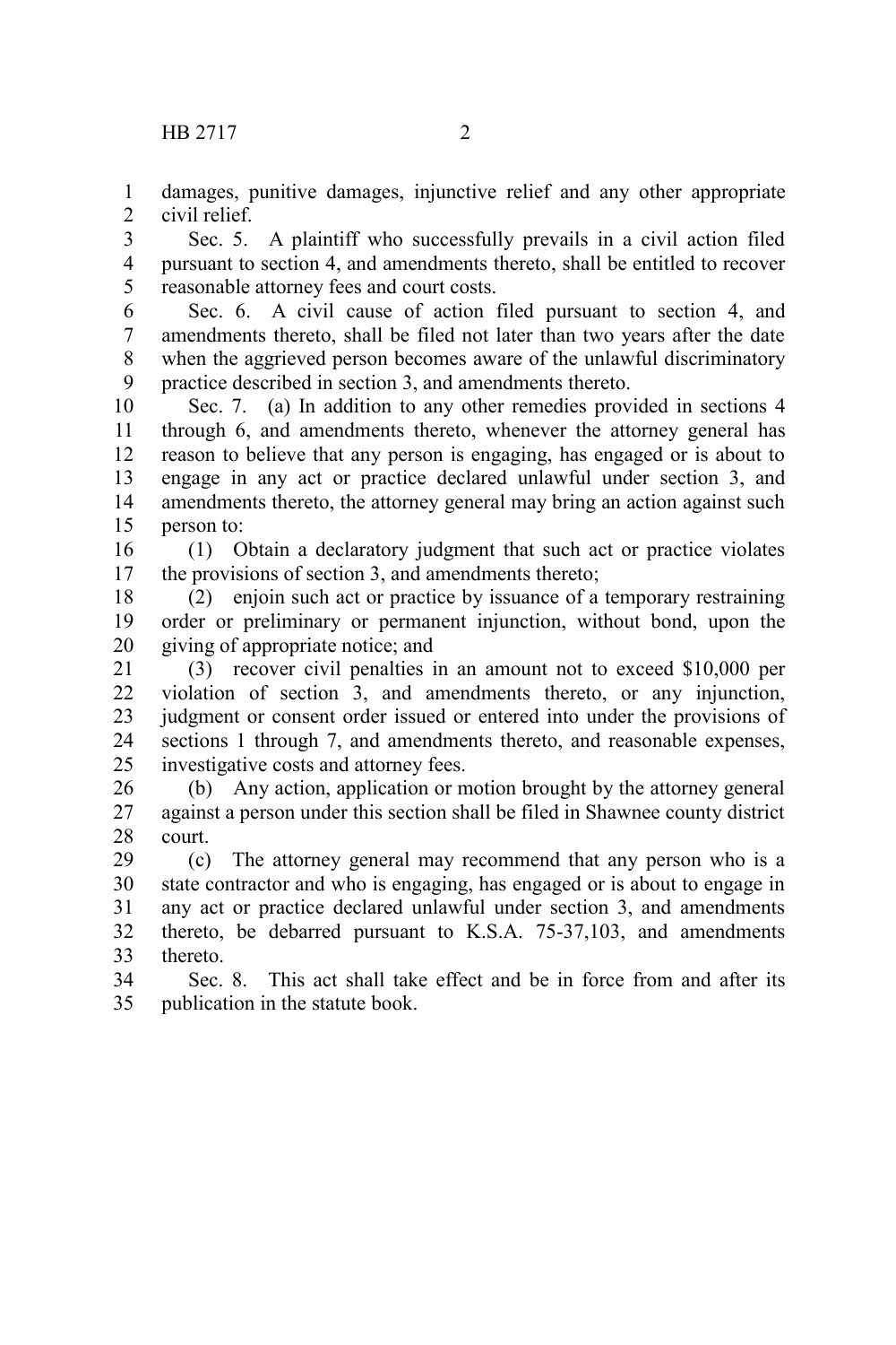damages, punitive damages, injunctive relief and any other appropriate civil relief.

Sec. 5. A plaintiff who successfully prevails in a civil action filed pursuant to section 4, and amendments thereto, shall be entitled to recover reasonable attorney fees and court costs.

Sec. 6. A civil cause of action filed pursuant to section 4, and amendments thereto, shall be filed not later than two years after the date when the aggrieved person becomes aware of the unlawful discriminatory practice described in section 3, and amendments thereto.

Sec. 7. (a) In addition to any other remedies provided in sections 4 through 6, and amendments thereto, whenever the attorney general has reason to believe that any person is engaging, has engaged or is about to engage in any act or practice declared unlawful under section 3, and amendments thereto, the attorney general may bring an action against such person to:

(1) Obtain a declaratory judgment that such act or practice violates the provisions of section 3, and amendments thereto;

(2) enjoin such act or practice by issuance of a temporary restraining order or preliminary or permanent injunction, without bond, upon the giving of appropriate notice; and

(3) recover civil penalties in an amount not to exceed $10,000 per violation of section 3, and amendments thereto, or any injunction, judgment or consent order issued or entered into under the provisions of sections 1 through 7, and amendments thereto, and reasonable expenses, investigative costs and attorney fees.

(b) Any action, application or motion brought by the attorney general against a person under this section shall be filed in Shawnee county district court.

(c) The attorney general may recommend that any person who is a state contractor and who is engaging, has engaged or is about to engage in any act or practice declared unlawful under section 3, and amendments thereto, be debarred pursuant to K.S.A. 75-37,103, and amendments thereto.

Sec. 8. This act shall take effect and be in force from and after its publication in the statute book.